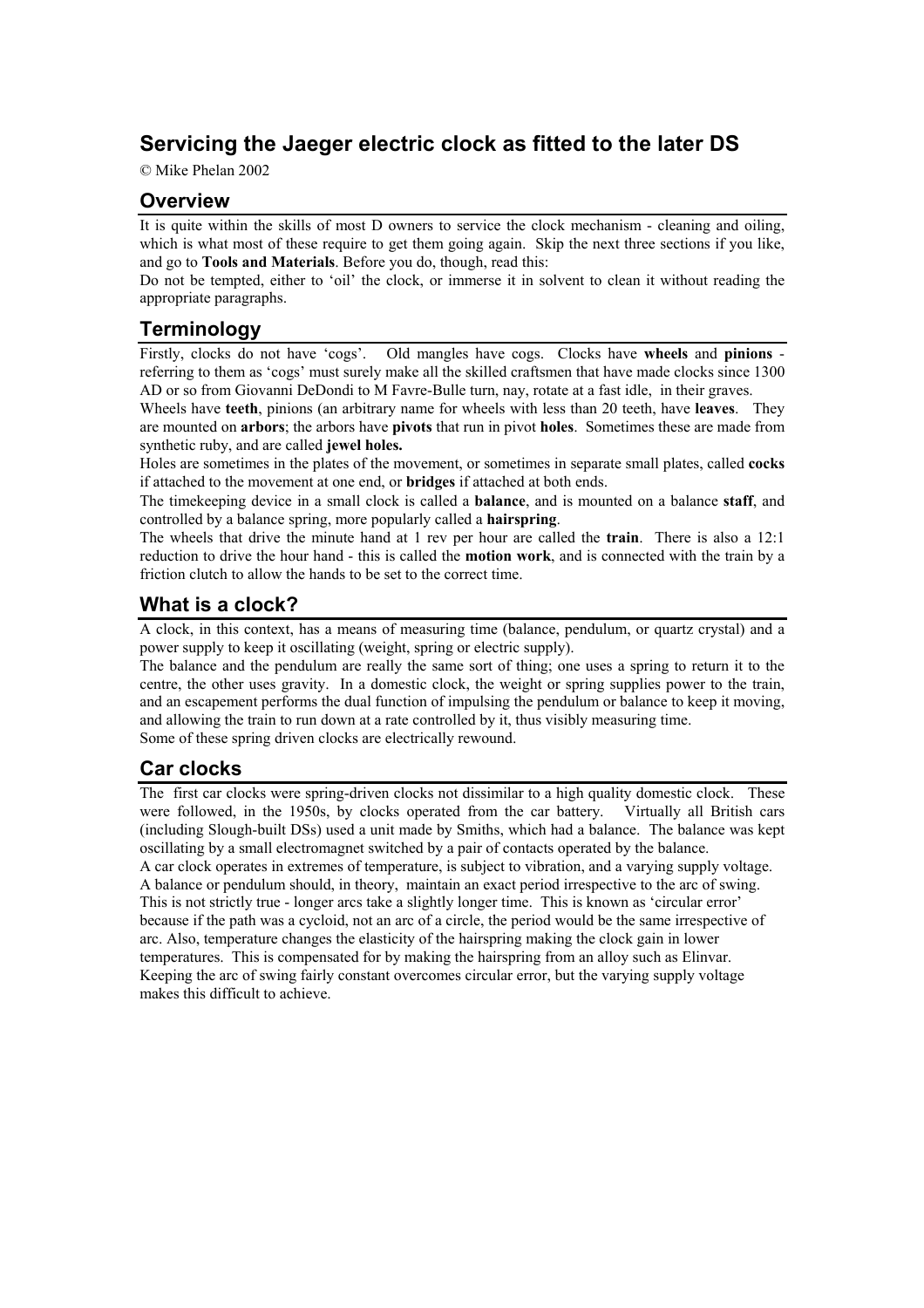# Servicing the Jaeger electric clock as fitted to the later DS

© Mike Phelan 2002

## Overview

It is quite within the skills of most D owners to service the clock mechanism - cleaning and oiling, which is what most of these require to get them going again. Skip the next three sections if you like, and go to **Tools and Materials**. Before you do, though, read this:

Do not be tempted, either to 'oil' the clock, or immerse it in solvent to clean it without reading the appropriate paragraphs.

## Terminology

Firstly, clocks do not have 'cogs'. Old mangles have cogs. Clocks have **wheels** and **pinions** - referring to them as 'cogs' must surely make all the skilled craftsmen that have made clocks since 1300 AD or so from Giovanni DeDondi to M Favre-Bulle turn, nay, rotate at a fast idle, in their graves.

Wheels have **teeth**, pinions (an arbitrary name for wheels with less than 20 teeth, have **leaves**. They are mounted on **arbors**; the arbors have **pivots** that run in pivot **holes**. Sometimes these are made from synthetic ruby, and are called **jewel holes.**

Holes are sometimes in the plates of the movement, or sometimes in separate small plates, called **cocks** if attached to the movement at one end, or **bridges** if attached at both ends.

The timekeeping device in a small clock is called a **balance**, and is mounted on a balance **staff**, and controlled by a balance spring, more popularly called a **hairspring**.

The wheels that drive the minute hand at 1 rev per hour are called the **train**. There is also a 12:1 reduction to drive the hour hand - this is called the **motion work**, and is connected with the train by a friction clutch to allow the hands to be set to the correct time.

## What is a clock?

A clock, in this context, has a means of measuring time (balance, pendulum, or quartz crystal) and a power supply to keep it oscillating (weight, spring or electric supply).

The balance and the pendulum are really the same sort of thing; one uses a spring to return it to the centre, the other uses gravity. In a domestic clock, the weight or spring supplies power to the train, and an escapement performs the dual function of impulsing the pendulum or balance to keep it moving, and allowing the train to run down at a rate controlled by it, thus visibly measuring time.

Some of these spring driven clocks are electrically rewound.

## Car clocks

The first car clocks were spring-driven clocks not dissimilar to a high quality domestic clock. These were followed, in the 1950s, by clocks operated from the car battery. Virtually all British cars (including Slough-built DSs) used a unit made by Smiths, which had a balance. The balance was kept oscillating by a small electromagnet switched by a pair of contacts operated by the balance.

A car clock operates in extremes of temperature, is subject to vibration, and a varying supply voltage. A balance or pendulum should, in theory, maintain an exact period irrespective to the arc of swing. This is not strictly true - longer arcs take a slightly longer time. This is known as 'circular error' because if the path was a cycloid, not an arc of a circle, the period would be the same irrespective of arc. Also, temperature changes the elasticity of the hairspring making the clock gain in lower temperatures. This is compensated for by making the hairspring from an alloy such as Elinvar. Keeping the arc of swing fairly constant overcomes circular error, but the varying supply voltage makes this difficult to achieve.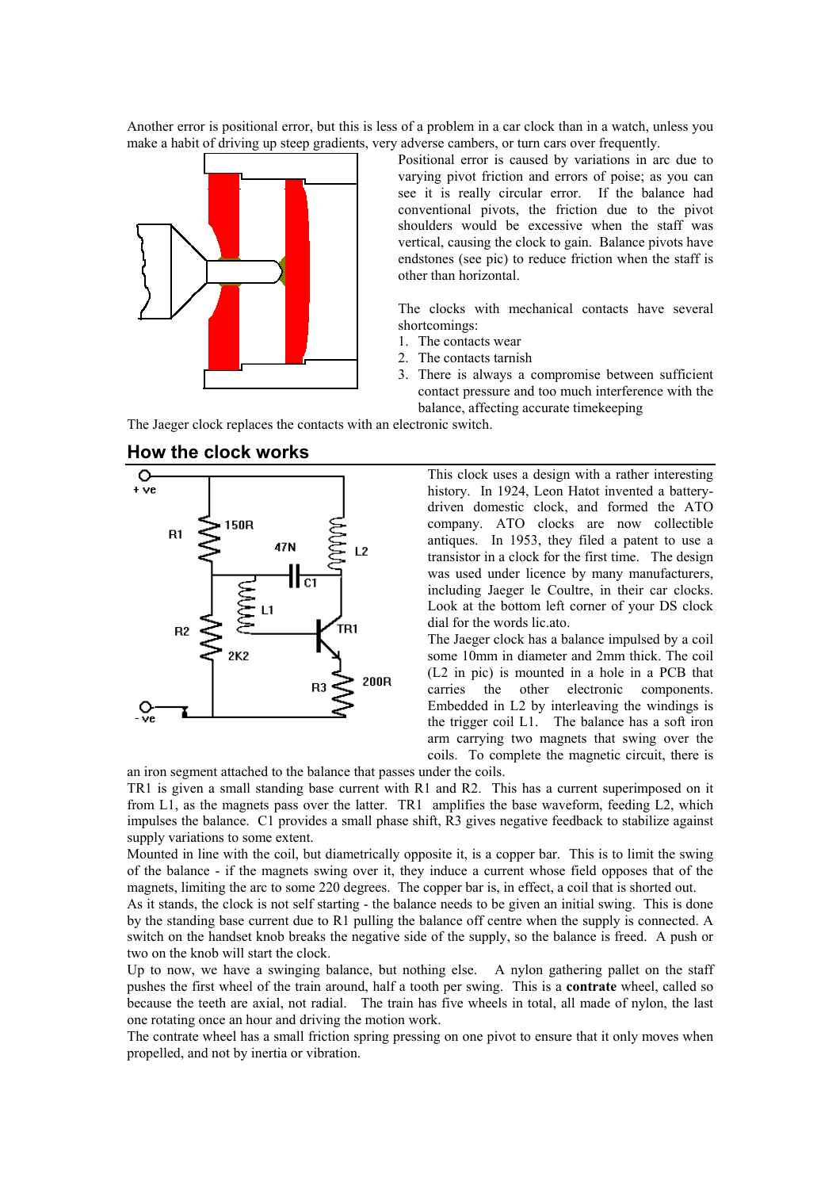Another error is positional error, but this is less of a problem in a car clock than in a watch, unless you make a habit of driving up steep gradients, very adverse cambers, or turn cars over frequently.

Positional error is caused by variations in arc due to varying pivot friction and errors of poise; as you can see it is really circular error. If the balance had conventional pivots, the friction due to the pivot shoulders would be excessive when the staff was vertical, causing the clock to gain. Balance pivots have endstones (see pic) to reduce friction when the staff is other than horizontal.

The clocks with mechanical contacts have several shortcomings:

1. The contacts wear
2. The contacts tarnish
3. There is always a compromise between sufficient contact pressure and too much interference with the balance, affecting accurate timekeeping

The Jaeger clock replaces the contacts with an electronic switch.

## How the clock works

This clock uses a design with a rather interesting history. In 1924, Leon Hatot invented a battery-driven domestic clock, and formed the ATO company. ATO clocks are now collectible antiques. In 1953, they filed a patent to use a transistor in a clock for the first time. The design was used under licence by many manufacturers, including Jaeger le Coultre, in their car clocks. Look at the bottom left corner of your DS clock dial for the words lic.ato.

The Jaeger clock has a balance impulsed by a coil some 10mm in diameter and 2mm thick. The coil (L2 in pic) is mounted in a hole in a PCB that carries the other electronic components. Embedded in L2 by interleaving the windings is the trigger coil L1. The balance has a soft iron arm carrying two magnets that swing over the coils. To complete the magnetic circuit, there is an iron segment attached to the balance that passes under the coils.

TR1 is given a small standing base current with R1 and R2. This has a current superimposed on it from L1, as the magnets pass over the latter. TR1 amplifies the base waveform, feeding L2, which impulses the balance. C1 provides a small phase shift, R3 gives negative feedback to stabilize against supply variations to some extent.

Mounted in line with the coil, but diametrically opposite it, is a copper bar. This is to limit the swing of the balance - if the magnets swing over it, they induce a current whose field opposes that of the magnets, limiting the arc to some 220 degrees. The copper bar is, in effect, a coil that is shorted out.

As it stands, the clock is not self starting - the balance needs to be given an initial swing. This is done by the standing base current due to R1 pulling the balance off centre when the supply is connected. A switch on the handset knob breaks the negative side of the supply, so the balance is freed. A push or two on the knob will start the clock.

Up to now, we have a swinging balance, but nothing else. A nylon gathering pallet on the staff pushes the first wheel of the train around, half a tooth per swing. This is a **contrate** wheel, called so because the teeth are axial, not radial. The train has five wheels in total, all made of nylon, the last one rotating once an hour and driving the motion work.

The contrate wheel has a small friction spring pressing on one pivot to ensure that it only moves when propelled, and not by inertia or vibration.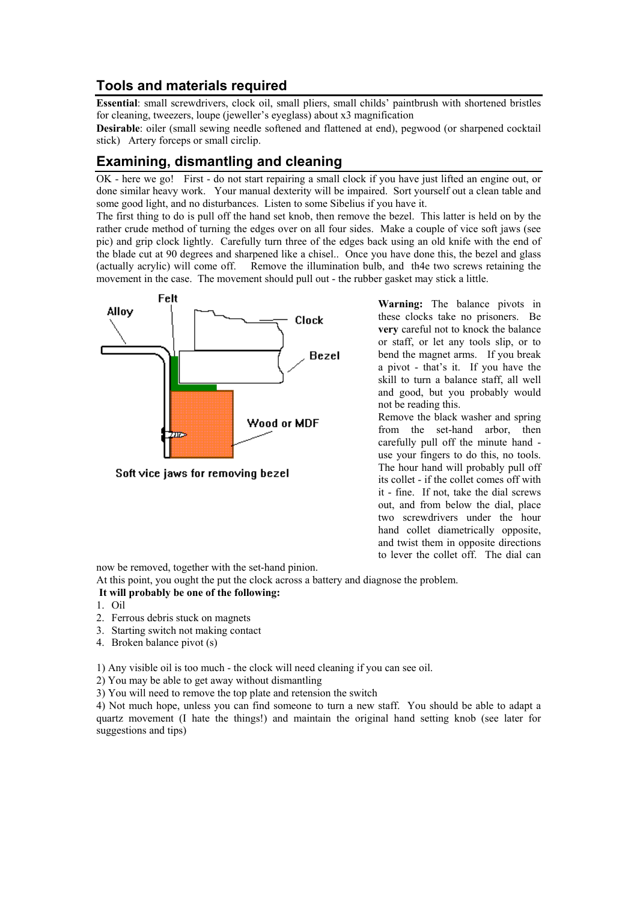## Tools and materials required

**Essential**: small screwdrivers, clock oil, small pliers, small childs' paintbrush with shortened bristles for cleaning, tweezers, loupe (jeweller's eyeglass) about x3 magnification

**Desirable**: oiler (small sewing needle softened and flattened at end), pegwood (or sharpened cocktail stick) Artery forceps or small circlip.

## Examining, dismantling and cleaning

OK - here we go! First - do not start repairing a small clock if you have just lifted an engine out, or done similar heavy work. Your manual dexterity will be impaired. Sort yourself out a clean table and some good light, and no disturbances. Listen to some Sibelius if you have it.

The first thing to do is pull off the hand set knob, then remove the bezel. This latter is held on by the rather crude method of turning the edges over on all four sides. Make a couple of vice soft jaws (see pic) and grip clock lightly. Carefully turn three of the edges back using an old knife with the end of the blade cut at 90 degrees and sharpened like a chisel.. Once you have done this, the bezel and glass (actually acrylic) will come off. Remove the illumination bulb, and th4e two screws retaining the movement in the case. The movement should pull out - the rubber gasket may stick a little.

Felt

Alloy

Clock

Bezel

Wood or MDF

Soft vice jaws for removing bezel

**Warning:** The balance pivots in these clocks take no prisoners. Be **very** careful not to knock the balance or staff, or let any tools slip, or to bend the magnet arms. If you break a pivot - that's it. If you have the skill to turn a balance staff, all well and good, but you probably would not be reading this.

Remove the black washer and spring from the set-hand arbor, then carefully pull off the minute hand - use your fingers to do this, no tools. The hour hand will probably pull off its collet - if the collet comes off with it - fine. If not, take the dial screws out, and from below the dial, place two screwdrivers under the hour hand collet diametrically opposite, and twist them in opposite directions to lever the collet off. The dial can now be removed, together with the set-hand pinion.

At this point, you ought the put the clock across a battery and diagnose the problem.

**It will probably be one of the following:**

1. Oil
2. Ferrous debris stuck on magnets
3. Starting switch not making contact
4. Broken balance pivot (s)

1) Any visible oil is too much - the clock will need cleaning if you can see oil.
2) You may be able to get away without dismantling
3) You will need to remove the top plate and retension the switch
4) Not much hope, unless you can find someone to turn a new staff. You should be able to adapt a quartz movement (I hate the things!) and maintain the original hand setting knob (see later for suggestions and tips)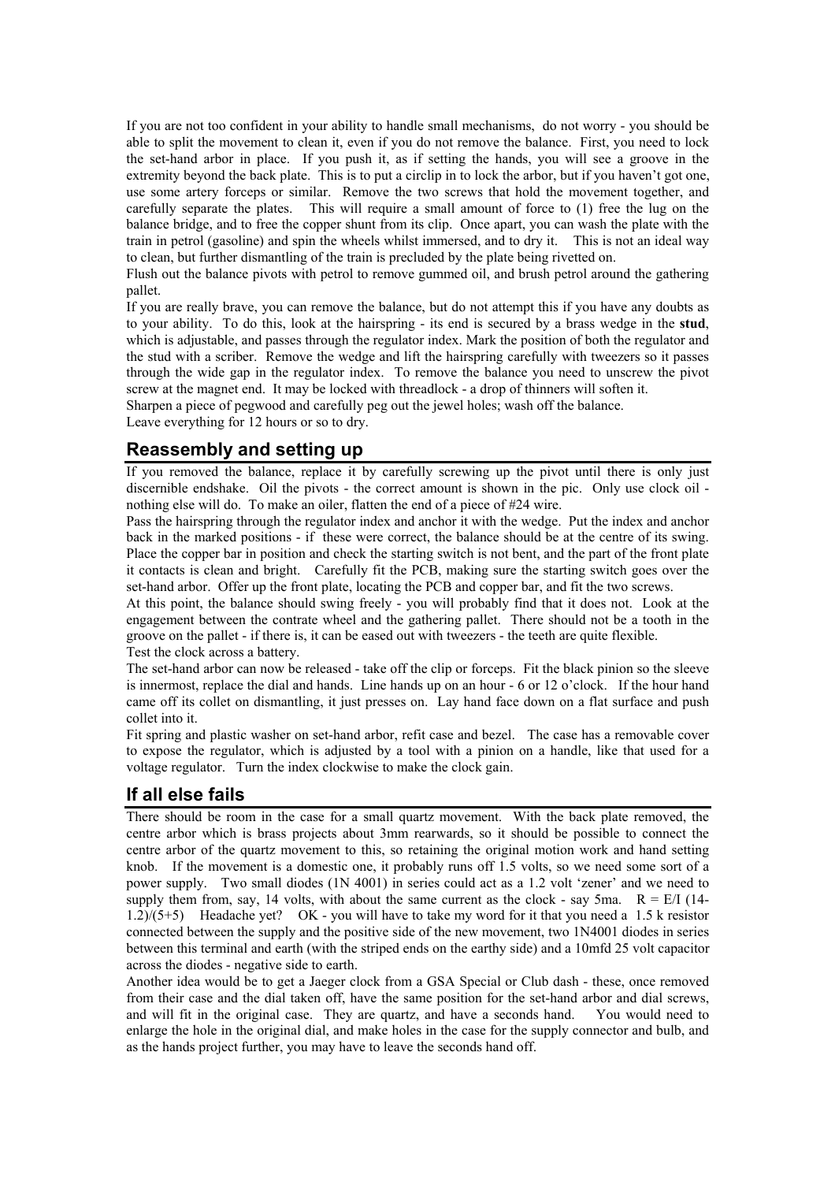If you are not too confident in your ability to handle small mechanisms, do not worry - you should be able to split the movement to clean it, even if you do not remove the balance. First, you need to lock the set-hand arbor in place. If you push it, as if setting the hands, you will see a groove in the extremity beyond the back plate. This is to put a circlip in to lock the arbor, but if you haven't got one, use some artery forceps or similar. Remove the two screws that hold the movement together, and carefully separate the plates. This will require a small amount of force to (1) free the lug on the balance bridge, and to free the copper shunt from its clip. Once apart, you can wash the plate with the train in petrol (gasoline) and spin the wheels whilst immersed, and to dry it. This is not an ideal way to clean, but further dismantling of the train is precluded by the plate being rivetted on.

Flush out the balance pivots with petrol to remove gummed oil, and brush petrol around the gathering pallet.

If you are really brave, you can remove the balance, but do not attempt this if you have any doubts as to your ability. To do this, look at the hairspring - its end is secured by a brass wedge in the **stud**, which is adjustable, and passes through the regulator index. Mark the position of both the regulator and the stud with a scriber. Remove the wedge and lift the hairspring carefully with tweezers so it passes through the wide gap in the regulator index. To remove the balance you need to unscrew the pivot screw at the magnet end. It may be locked with threadlock - a drop of thinners will soften it.

Sharpen a piece of pegwood and carefully peg out the jewel holes; wash off the balance.

Leave everything for 12 hours or so to dry.

## Reassembly and setting up

If you removed the balance, replace it by carefully screwing up the pivot until there is only just discernible endshake. Oil the pivots - the correct amount is shown in the pic. Only use clock oil - nothing else will do. To make an oiler, flatten the end of a piece of #24 wire.

Pass the hairspring through the regulator index and anchor it with the wedge. Put the index and anchor back in the marked positions - if these were correct, the balance should be at the centre of its swing. Place the copper bar in position and check the starting switch is not bent, and the part of the front plate it contacts is clean and bright. Carefully fit the PCB, making sure the starting switch goes over the set-hand arbor. Offer up the front plate, locating the PCB and copper bar, and fit the two screws.

At this point, the balance should swing freely - you will probably find that it does not. Look at the engagement between the contrate wheel and the gathering pallet. There should not be a tooth in the groove on the pallet - if there is, it can be eased out with tweezers - the teeth are quite flexible.

Test the clock across a battery.

The set-hand arbor can now be released - take off the clip or forceps. Fit the black pinion so the sleeve is innermost, replace the dial and hands. Line hands up on an hour - 6 or 12 o'clock. If the hour hand came off its collet on dismantling, it just presses on. Lay hand face down on a flat surface and push collet into it.

Fit spring and plastic washer on set-hand arbor, refit case and bezel. The case has a removable cover to expose the regulator, which is adjusted by a tool with a pinion on a handle, like that used for a voltage regulator. Turn the index clockwise to make the clock gain.

## If all else fails

There should be room in the case for a small quartz movement. With the back plate removed, the centre arbor which is brass projects about 3mm rearwards, so it should be possible to connect the centre arbor of the quartz movement to this, so retaining the original motion work and hand setting knob. If the movement is a domestic one, it probably runs off 1.5 volts, so we need some sort of a power supply. Two small diodes (1N 4001) in series could act as a 1.2 volt 'zener' and we need to supply them from, say, 14 volts, with about the same current as the clock - say 5ma. $R = E/I$ $(14-1.2)/(5+5)$ Headache yet? OK - you will have to take my word for it that you need a 1.5 k resistor connected between the supply and the positive side of the new movement, two 1N4001 diodes in series between this terminal and earth (with the striped ends on the earthy side) and a 10mfd 25 volt capacitor across the diodes - negative side to earth.

Another idea would be to get a Jaeger clock from a GSA Special or Club dash - these, once removed from their case and the dial taken off, have the same position for the set-hand arbor and dial screws, and will fit in the original case. They are quartz, and have a seconds hand. You would need to enlarge the hole in the original dial, and make holes in the case for the supply connector and bulb, and as the hands project further, you may have to leave the seconds hand off.